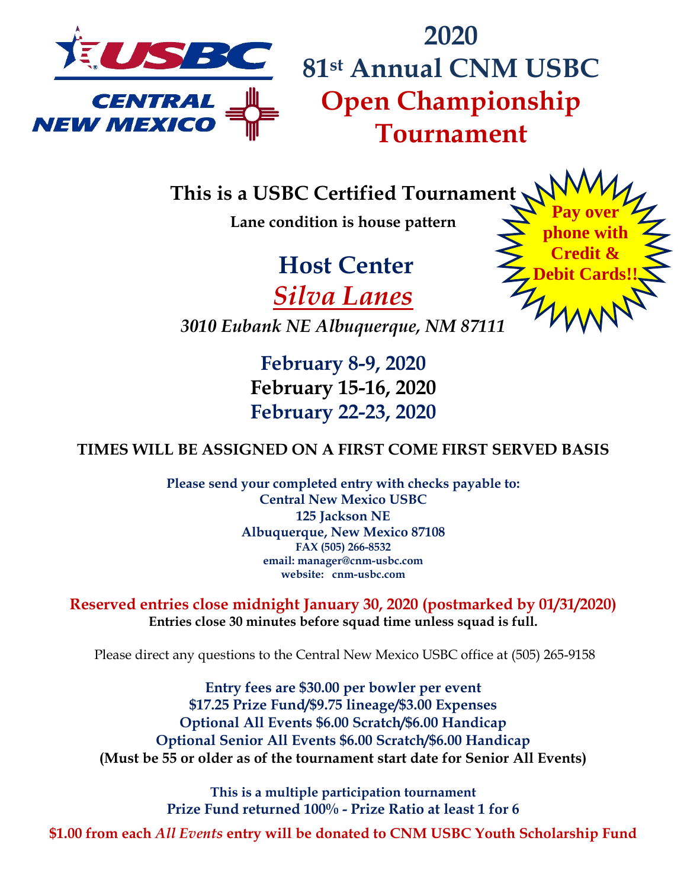USBC CENTRAL NEW MEXICO

# 2020 81st Annual CNM USBC Open Championship Tournament

**Pay over phone with Credit & Debit Cards!!**

## This is a USBC Certified Tournament

**Lane condition is house pattern**

## Host Center

## *Silva Lanes*

***3010 Eubank NE Albuquerque, NM 87111***

**February 8-9, 2020**
**February 15-16, 2020**
**February 22-23, 2020**

**TIMES WILL BE ASSIGNED ON A FIRST COME FIRST SERVED BASIS**

**Please send your completed entry with checks payable to:**
**Central New Mexico USBC**
**125 Jackson NE**
**Albuquerque, New Mexico 87108**
**FAX (505) 266-8532**
**email: manager@cnm-usbc.com**
**website: cnm-usbc.com**

**Reserved entries close midnight January 30, 2020 (postmarked by 01/31/2020)**
**Entries close 30 minutes before squad time unless squad is full.**

Please direct any questions to the Central New Mexico USBC office at (505) 265-9158

**Entry fees are $30.00 per bowler per event**
**$17.25 Prize Fund/$9.75 lineage/$3.00 Expenses**
**Optional All Events $6.00 Scratch/$6.00 Handicap**
**Optional Senior All Events $6.00 Scratch/$6.00 Handicap**
**(Must be 55 or older as of the tournament start date for Senior All Events)**

**This is a multiple participation tournament**
**Prize Fund returned 100% - Prize Ratio at least 1 for 6**

**$1.00 from each *All Events* entry will be donated to CNM USBC Youth Scholarship Fund**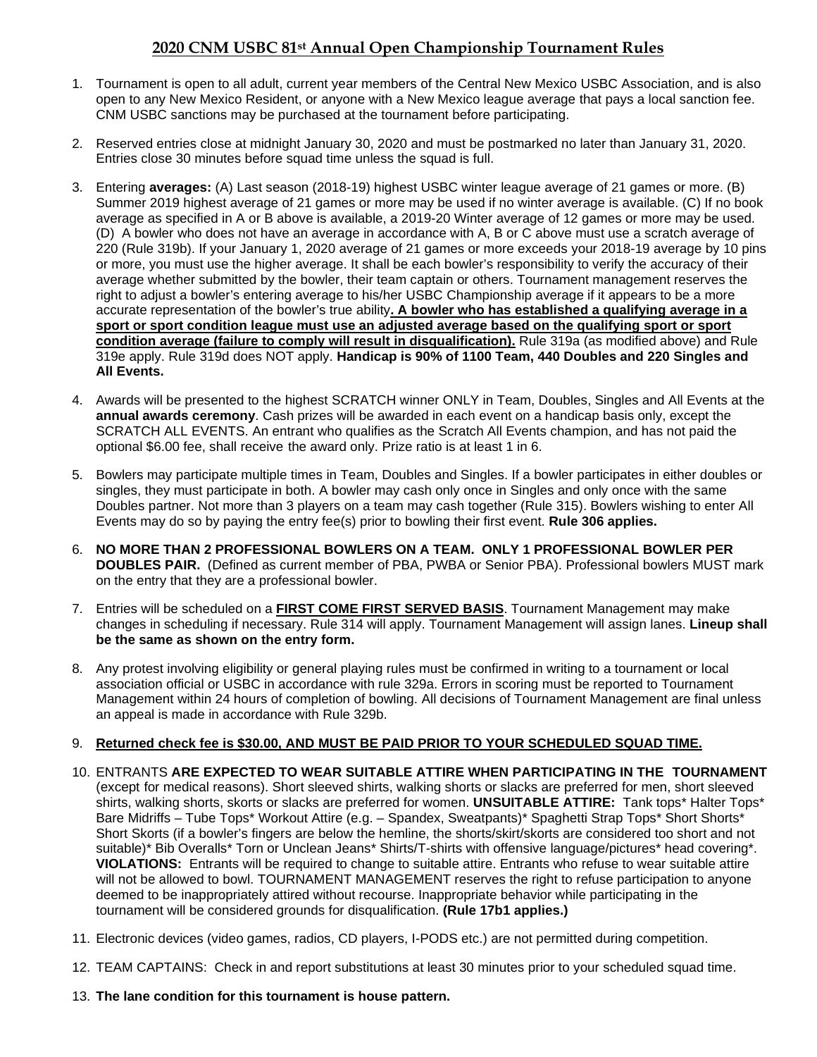## 2020 CNM USBC 81st Annual Open Championship Tournament Rules

1. Tournament is open to all adult, current year members of the Central New Mexico USBC Association, and is also open to any New Mexico Resident, or anyone with a New Mexico league average that pays a local sanction fee. CNM USBC sanctions may be purchased at the tournament before participating.

2. Reserved entries close at midnight January 30, 2020 and must be postmarked no later than January 31, 2020. Entries close 30 minutes before squad time unless the squad is full.

3. Entering **averages:** (A) Last season (2018-19) highest USBC winter league average of 21 games or more. (B) Summer 2019 highest average of 21 games or more may be used if no winter average is available. (C) If no book average as specified in A or B above is available, a 2019-20 Winter average of 12 games or more may be used. (D) A bowler who does not have an average in accordance with A, B or C above must use a scratch average of 220 (Rule 319b). If your January 1, 2020 average of 21 games or more exceeds your 2018-19 average by 10 pins or more, you must use the higher average. It shall be each bowler's responsibility to verify the accuracy of their average whether submitted by the bowler, their team captain or others. Tournament management reserves the right to adjust a bowler's entering average to his/her USBC Championship average if it appears to be a more accurate representation of the bowler's true ability**. A bowler who has established a qualifying average in a sport or sport condition league must use an adjusted average based on the qualifying sport or sport condition average (failure to comply will result in disqualification).** Rule 319a (as modified above) and Rule 319e apply. Rule 319d does NOT apply. **Handicap is 90% of 1100 Team, 440 Doubles and 220 Singles and All Events.**

4. Awards will be presented to the highest SCRATCH winner ONLY in Team, Doubles, Singles and All Events at the **annual awards ceremony**. Cash prizes will be awarded in each event on a handicap basis only, except the SCRATCH ALL EVENTS. An entrant who qualifies as the Scratch All Events champion, and has not paid the optional $6.00 fee, shall receive the award only. Prize ratio is at least 1 in 6.

5. Bowlers may participate multiple times in Team, Doubles and Singles. If a bowler participates in either doubles or singles, they must participate in both. A bowler may cash only once in Singles and only once with the same Doubles partner. Not more than 3 players on a team may cash together (Rule 315). Bowlers wishing to enter All Events may do so by paying the entry fee(s) prior to bowling their first event. **Rule 306 applies.**

6. **NO MORE THAN 2 PROFESSIONAL BOWLERS ON A TEAM. ONLY 1 PROFESSIONAL BOWLER PER DOUBLES PAIR.** (Defined as current member of PBA, PWBA or Senior PBA). Professional bowlers MUST mark on the entry that they are a professional bowler.

7. Entries will be scheduled on a **FIRST COME FIRST SERVED BASIS**. Tournament Management may make changes in scheduling if necessary. Rule 314 will apply. Tournament Management will assign lanes. **Lineup shall be the same as shown on the entry form.**

8. Any protest involving eligibility or general playing rules must be confirmed in writing to a tournament or local association official or USBC in accordance with rule 329a. Errors in scoring must be reported to Tournament Management within 24 hours of completion of bowling. All decisions of Tournament Management are final unless an appeal is made in accordance with Rule 329b.

9. **Returned check fee is $30.00, AND MUST BE PAID PRIOR TO YOUR SCHEDULED SQUAD TIME.**

10. ENTRANTS **ARE EXPECTED TO WEAR SUITABLE ATTIRE WHEN PARTICIPATING IN THE TOURNAMENT** (except for medical reasons). Short sleeved shirts, walking shorts or slacks are preferred for men, short sleeved shirts, walking shorts, skorts or slacks are preferred for women. **UNSUITABLE ATTIRE:** Tank tops* Halter Tops* Bare Midriffs – Tube Tops* Workout Attire (e.g. – Spandex, Sweatpants)* Spaghetti Strap Tops* Short Shorts* Short Skorts (if a bowler's fingers are below the hemline, the shorts/skirt/skorts are considered too short and not suitable)* Bib Overalls* Torn or Unclean Jeans* Shirts/T-shirts with offensive language/pictures* head covering*. **VIOLATIONS:** Entrants will be required to change to suitable attire. Entrants who refuse to wear suitable attire will not be allowed to bowl. TOURNAMENT MANAGEMENT reserves the right to refuse participation to anyone deemed to be inappropriately attired without recourse. Inappropriate behavior while participating in the tournament will be considered grounds for disqualification. **(Rule 17b1 applies.)**

11. Electronic devices (video games, radios, CD players, I-PODS etc.) are not permitted during competition.

12. TEAM CAPTAINS: Check in and report substitutions at least 30 minutes prior to your scheduled squad time.

13. **The lane condition for this tournament is house pattern.**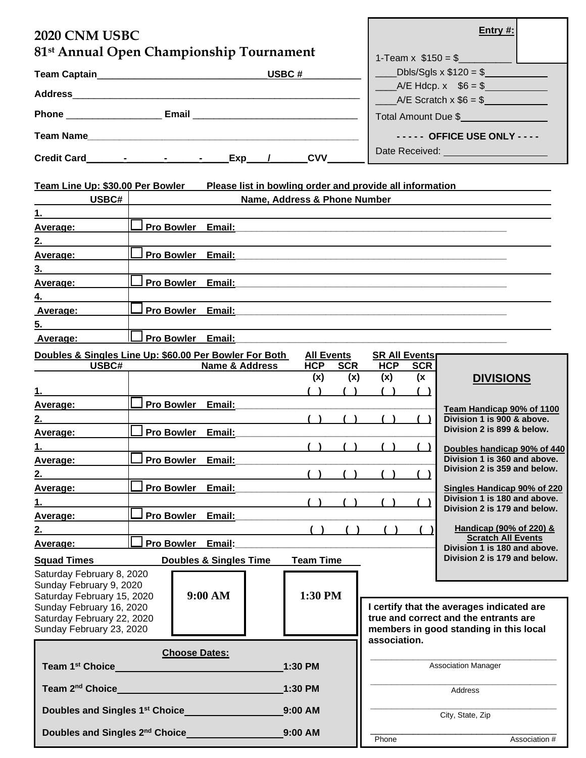# 2020 CNM USBC

## 81st Annual Open Championship Tournament

**Team Captain**\_\_\_\_\_\_\_\_\_\_\_\_\_\_\_\_\_\_\_\_\_\_\_\_\_\_\_\_\_\_ **USBC #**\_\_\_\_\_\_\_\_\_\_\_

**Address**\_\_\_\_\_\_\_\_\_\_\_\_\_\_\_\_\_\_\_\_\_\_\_\_\_\_\_\_\_\_\_\_\_\_\_\_\_\_\_\_\_\_\_\_\_\_\_\_\_\_

**Phone** \_\_\_\_\_\_\_\_\_\_\_\_\_\_\_\_\_ **Email** \_\_\_\_\_\_\_\_\_\_\_\_\_\_\_\_\_\_\_\_\_\_\_\_\_\_\_\_\_\_

**Team Name**\_\_\_\_\_\_\_\_\_\_\_\_\_\_\_\_\_\_\_\_\_\_\_\_\_\_\_\_\_\_\_\_\_\_\_\_\_\_\_\_\_\_\_\_\_\_\_\_

**Credit Card**\_\_\_\_\_\_\_-\_\_\_\_\_\_\_-\_\_\_\_\_\_-\_\_\_\_\_**Exp**\_\_\_\_/\_\_\_\_\_\_\_**CVV**\_\_\_\_\_\_\_

**Entry #:**

1-Team x $150 = $\_\_\_\_\_\_\_\_\_\_

\_\_\_\_Dbls/Sgls x $120 = $\_\_\_\_\_\_\_\_\_\_\_\_

\_\_\_\_A/E Hdcp. x $6 = $\_\_\_\_\_\_\_\_\_\_\_\_

\_\_\_\_A/E Scratch x $6 = $\_\_\_\_\_\_\_\_\_\_\_\_

Total Amount Due $\_\_\_\_\_\_\_\_\_\_\_\_\_\_\_\_

**- - - - - OFFICE USE ONLY - - - -**

Date Received: \_\_\_\_\_\_\_\_\_\_\_\_\_\_\_\_\_\_\_

**Team Line Up: $30.00 Per Bowler** **Please list in bowling order and provide all information**

| USBC# | Name, Address & Phone Number |
|---|---|
| 1. | |
| Average: | ☐ Pro Bowler Email: |
| 2. | |
| Average: | ☐ Pro Bowler Email: |
| 3. | |
| Average: | ☐ Pro Bowler Email: |
| 4. | |
| Average: | ☐ Pro Bowler Email: |
| 5. | |
| Average: | ☐ Pro Bowler Email: |

**Doubles & Singles Line Up: $60.00 Per Bowler For Both**

| USBC# | Name & Address | All Events HCP (x) | All Events SCR (x) | SR All Events HCP (x) | SR All Events SCR (x |
|---|---|---|---|---|---|
| 1. | | ( ) | ( ) | ( ) | ( ) |
| Average: | ☐ Pro Bowler Email: | | | | |
| 2. | | ( ) | ( ) | ( ) | ( ) |
| Average: | ☐ Pro Bowler Email: | | | | |
| 1. | | ( ) | ( ) | ( ) | ( ) |
| Average: | ☐ Pro Bowler Email: | | | | |
| 2. | | ( ) | ( ) | ( ) | ( ) |
| Average: | ☐ Pro Bowler Email: | | | | |
| 1. | | ( ) | ( ) | ( ) | ( ) |
| Average: | ☐ Pro Bowler Email: | | | | |
| 2. | | ( ) | ( ) | ( ) | ( ) |
| Average: | ☐ Pro Bowler Email: | | | | |

### DIVISIONS

**Team Handicap 90% of 1100**
Division 1 is 900 & above.
Division 2 is 899 & below.

**Doubles handicap 90% of 440**
Division 1 is 360 and above.
Division 2 is 359 and below.

**Singles Handicap 90% of 220**
Division 1 is 180 and above.
Division 2 is 179 and below.

**Handicap (90% of 220) & Scratch All Events**
Division 1 is 180 and above.
Division 2 is 179 and below.

| Squad Times | Doubles & Singles Time | Team Time |
|---|---|---|
| Saturday February 8, 2020<br>Sunday February 9, 2020<br>Saturday February 15, 2020<br>Sunday February 16, 2020<br>Saturday February 22, 2020<br>Sunday February 23, 2020 | 9:00 AM | 1:30 PM |

**Choose Dates:**

**Team 1st Choice**\_\_\_\_\_\_\_\_\_\_\_\_\_\_\_\_\_\_\_\_\_\_\_\_\_\_\_\_\_\_1:30 PM

**Team 2nd Choice**\_\_\_\_\_\_\_\_\_\_\_\_\_\_\_\_\_\_\_\_\_\_\_\_\_\_\_\_\_\_1:30 PM

**Doubles and Singles 1st Choice**\_\_\_\_\_\_\_\_\_\_\_\_\_\_\_\_\_\_9:00 AM

**Doubles and Singles 2nd Choice**\_\_\_\_\_\_\_\_\_\_\_\_\_\_\_\_\_9:00 AM

**I certify that the averages indicated are true and correct and the entrants are members in good standing in this local association.**

\_\_\_\_\_\_\_\_\_\_\_\_\_\_\_\_\_\_\_\_\_\_\_\_\_\_\_\_\_\_\_\_\_\_\_\_\_\_
Association Manager

\_\_\_\_\_\_\_\_\_\_\_\_\_\_\_\_\_\_\_\_\_\_\_\_\_\_\_\_\_\_\_\_\_\_\_\_\_\_
Address

\_\_\_\_\_\_\_\_\_\_\_\_\_\_\_\_\_\_\_\_\_\_\_\_\_\_\_\_\_\_\_\_\_\_\_\_\_\_
City, State, Zip

\_\_\_\_\_\_\_\_\_\_\_\_\_\_\_\_\_\_\_\_\_\_\_\_\_\_\_\_\_\_\_\_\_\_\_\_\_\_
Phone Association #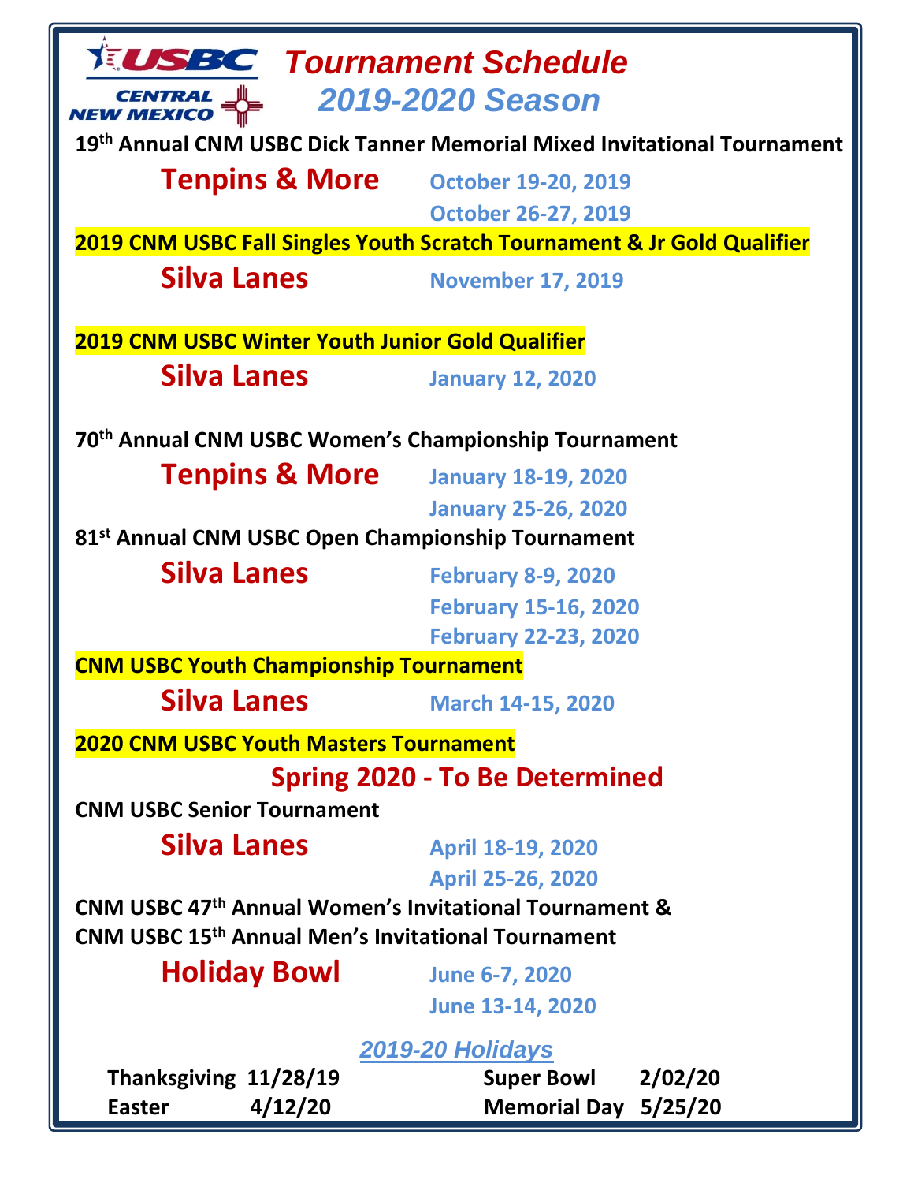# *Tournament Schedule*

## *2019-2020 Season*

**19th Annual CNM USBC Dick Tanner Memorial Mixed Invitational Tournament**

**Tenpins & More** — **October 19-20, 2019**
**October 26-27, 2019**

**2019 CNM USBC Fall Singles Youth Scratch Tournament & Jr Gold Qualifier**

**Silva Lanes** — **November 17, 2019**

**2019 CNM USBC Winter Youth Junior Gold Qualifier**

**Silva Lanes** — **January 12, 2020**

**70th Annual CNM USBC Women's Championship Tournament**

**Tenpins & More** — **January 18-19, 2020**
**January 25-26, 2020**

**81st Annual CNM USBC Open Championship Tournament**

**Silva Lanes** — **February 8-9, 2020**
**February 15-16, 2020**
**February 22-23, 2020**

**CNM USBC Youth Championship Tournament**

**Silva Lanes** — **March 14-15, 2020**

**2020 CNM USBC Youth Masters Tournament**

**Spring 2020 - To Be Determined**

**CNM USBC Senior Tournament**

**Silva Lanes** — **April 18-19, 2020**
**April 25-26, 2020**

**CNM USBC 47th Annual Women's Invitational Tournament &**
**CNM USBC 15th Annual Men's Invitational Tournament**

**Holiday Bowl** — **June 6-7, 2020**
**June 13-14, 2020**

### *2019-20 Holidays*

| | | | |
|---|---|---|---|
| **Thanksgiving** | **11/28/19** | **Super Bowl** | **2/02/20** |
| **Easter** | **4/12/20** | **Memorial Day** | **5/25/20** |